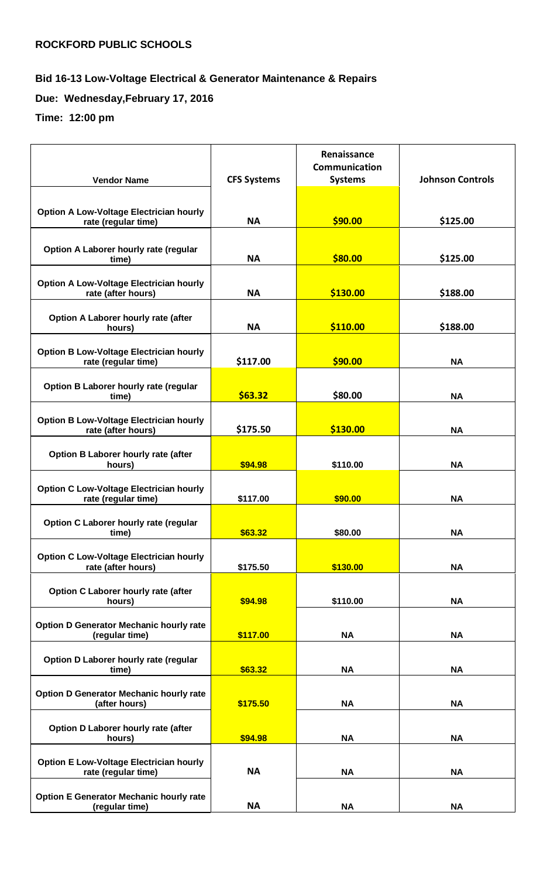**ROCKFORD PUBLIC SCHOOLS**

**Bid 16-13 Low-Voltage Electrical & Generator Maintenance & Repairs**

**Due: Wednesday,February 17, 2016**

**Time: 12:00 pm**

| Vendor Name | CFS Systems | Renaissance Communication Systems | Johnson Controls |
|---|---|---|---|
| Option A Low-Voltage Electrician hourly rate (regular time) | NA | $90.00 | $125.00 |
| Option A Laborer hourly rate (regular time) | NA | $80.00 | $125.00 |
| Option A Low-Voltage Electrician hourly rate (after hours) | NA | $130.00 | $188.00 |
| Option A Laborer hourly rate (after hours) | NA | $110.00 | $188.00 |
| Option B Low-Voltage Electrician hourly rate (regular time) | $117.00 | $90.00 | NA |
| Option B Laborer hourly rate (regular time) | $63.32 | $80.00 | NA |
| Option B Low-Voltage Electrician hourly rate (after hours) | $175.50 | $130.00 | NA |
| Option B Laborer hourly rate (after hours) | $94.98 | $110.00 | NA |
| Option C Low-Voltage Electrician hourly rate (regular time) | $117.00 | $90.00 | NA |
| Option C Laborer hourly rate (regular time) | $63.32 | $80.00 | NA |
| Option C Low-Voltage Electrician hourly rate (after hours) | $175.50 | $130.00 | NA |
| Option C Laborer hourly rate (after hours) | $94.98 | $110.00 | NA |
| Option D Generator Mechanic hourly rate (regular time) | $117.00 | NA | NA |
| Option D Laborer hourly rate (regular time) | $63.32 | NA | NA |
| Option D Generator Mechanic hourly rate (after hours) | $175.50 | NA | NA |
| Option D Laborer hourly rate (after hours) | $94.98 | NA | NA |
| Option E Low-Voltage Electrician hourly rate (regular time) | NA | NA | NA |
| Option E Generator Mechanic hourly rate (regular time) | NA | NA | NA |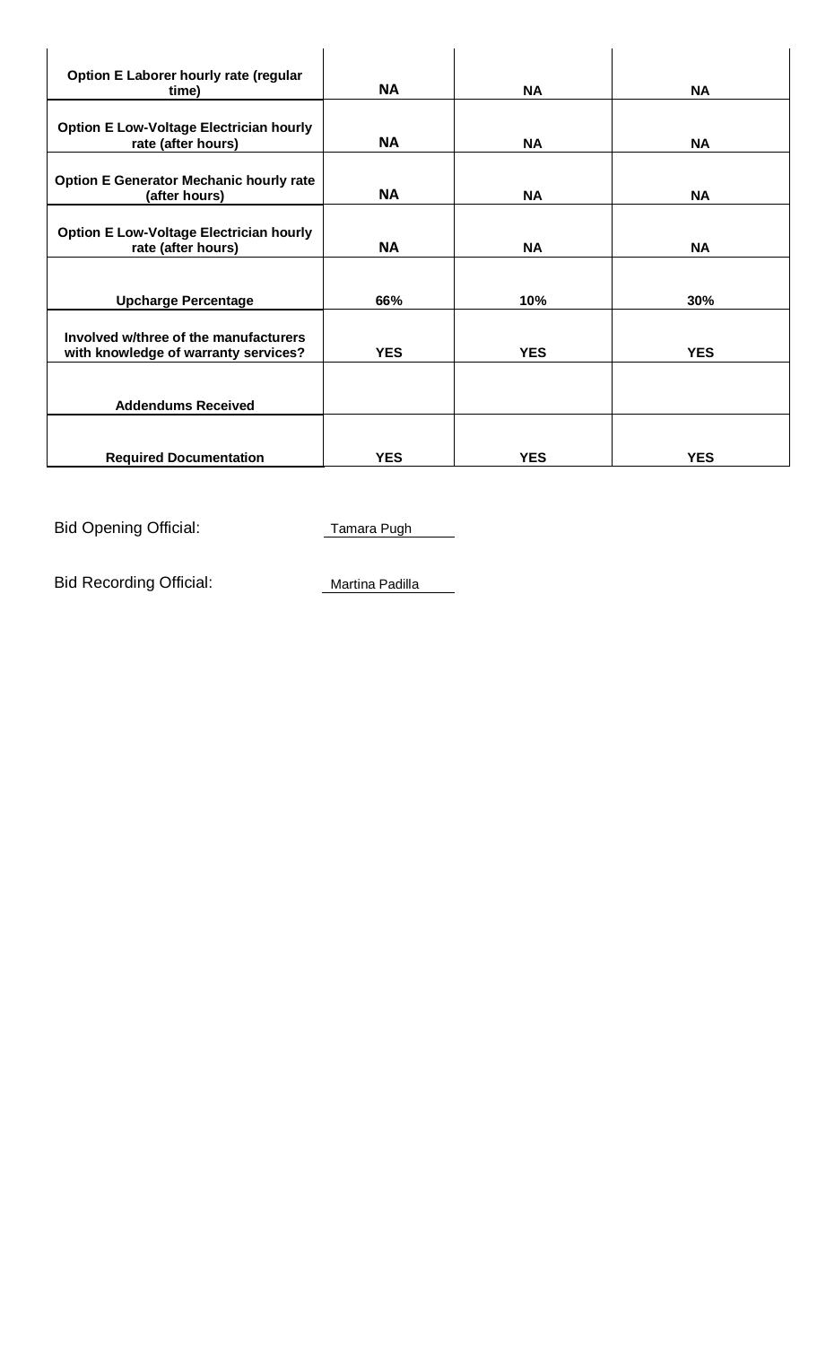| | | | |
|---|---|---|---|
| **Option E Laborer hourly rate (regular time)** | **NA** | **NA** | **NA** |
| **Option E Low-Voltage Electrician hourly rate (after hours)** | **NA** | **NA** | **NA** |
| **Option E Generator Mechanic hourly rate (after hours)** | **NA** | **NA** | **NA** |
| **Option E Low-Voltage Electrician hourly rate (after hours)** | **NA** | **NA** | **NA** |
| **Upcharge Percentage** | **66%** | **10%** | **30%** |
| **Involved w/three of the manufacturers with knowledge of warranty services?** | **YES** | **YES** | **YES** |
| **Addendums Received** | | | |
| **Required Documentation** | **YES** | **YES** | **YES** |

Bid Opening Official: Tamara Pugh

Bid Recording Official: Martina Padilla